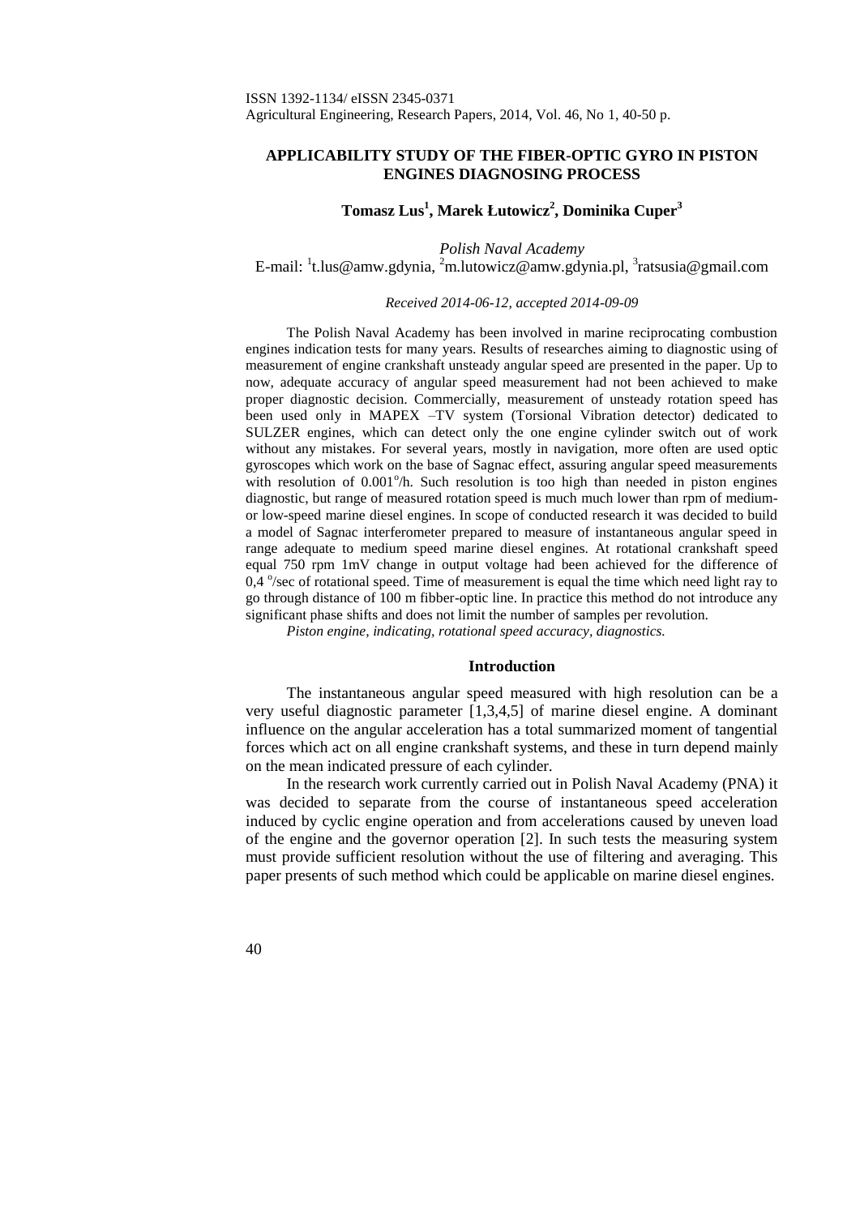ISSN 1392-1134/ eISSN 2345-0371
Agricultural Engineering, Research Papers, 2014, Vol. 46, No 1, 40-50 p.

# APPLICABILITY STUDY OF THE FIBER-OPTIC GYRO IN PISTON ENGINES DIAGNOSING PROCESS

**Tomasz Lus[1], Marek Łutowicz[2], Dominika Cuper[3]**

*Polish Naval Academy*
E-mail: [1]t.lus@amw.gdynia, [2]m.lutowicz@amw.gdynia.pl, [3]ratsusia@gmail.com

*Received 2014-06-12, accepted 2014-09-09*

The Polish Naval Academy has been involved in marine reciprocating combustion engines indication tests for many years. Results of researches aiming to diagnostic using of measurement of engine crankshaft unsteady angular speed are presented in the paper. Up to now, adequate accuracy of angular speed measurement had not been achieved to make proper diagnostic decision. Commercially, measurement of unsteady rotation speed has been used only in MAPEX –TV system (Torsional Vibration detector) dedicated to SULZER engines, which can detect only the one engine cylinder switch out of work without any mistakes. For several years, mostly in navigation, more often are used optic gyroscopes which work on the base of Sagnac effect, assuring angular speed measurements with resolution of $0.001^{o}/h$. Such resolution is too high than needed in piston engines diagnostic, but range of measured rotation speed is much much lower than rpm of medium- or low-speed marine diesel engines. In scope of conducted research it was decided to build a model of Sagnac interferometer prepared to measure of instantaneous angular speed in range adequate to medium speed marine diesel engines. At rotational crankshaft speed equal 750 rpm 1mV change in output voltage had been achieved for the difference of $0{,}4\ ^{o}/sec$ of rotational speed. Time of measurement is equal the time which need light ray to go through distance of 100 m fibber-optic line. In practice this method do not introduce any significant phase shifts and does not limit the number of samples per revolution.

*Piston engine, indicating, rotational speed accuracy, diagnostics.*

## Introduction

The instantaneous angular speed measured with high resolution can be a very useful diagnostic parameter [1,3,4,5] of marine diesel engine. A dominant influence on the angular acceleration has a total summarized moment of tangential forces which act on all engine crankshaft systems, and these in turn depend mainly on the mean indicated pressure of each cylinder.

In the research work currently carried out in Polish Naval Academy (PNA) it was decided to separate from the course of instantaneous speed acceleration induced by cyclic engine operation and from accelerations caused by uneven load of the engine and the governor operation [2]. In such tests the measuring system must provide sufficient resolution without the use of filtering and averaging. This paper presents of such method which could be applicable on marine diesel engines.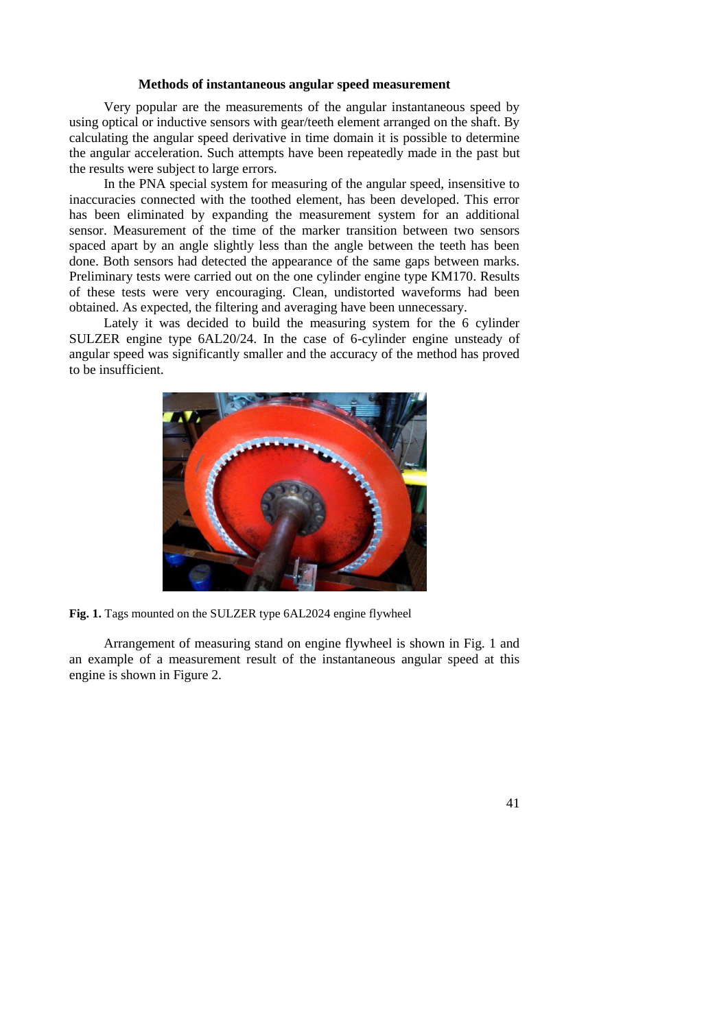## Methods of instantaneous angular speed measurement

Very popular are the measurements of the angular instantaneous speed by using optical or inductive sensors with gear/teeth element arranged on the shaft. By calculating the angular speed derivative in time domain it is possible to determine the angular acceleration. Such attempts have been repeatedly made in the past but the results were subject to large errors.

In the PNA special system for measuring of the angular speed, insensitive to inaccuracies connected with the toothed element, has been developed. This error has been eliminated by expanding the measurement system for an additional sensor. Measurement of the time of the marker transition between two sensors spaced apart by an angle slightly less than the angle between the teeth has been done. Both sensors had detected the appearance of the same gaps between marks. Preliminary tests were carried out on the one cylinder engine type KM170. Results of these tests were very encouraging. Clean, undistorted waveforms had been obtained. As expected, the filtering and averaging have been unnecessary.

Lately it was decided to build the measuring system for the 6 cylinder SULZER engine type 6AL20/24. In the case of 6-cylinder engine unsteady of angular speed was significantly smaller and the accuracy of the method has proved to be insufficient.

**Fig. 1.** Tags mounted on the SULZER type 6AL2024 engine flywheel

Arrangement of measuring stand on engine flywheel is shown in Fig. 1 and an example of a measurement result of the instantaneous angular speed at this engine is shown in Figure 2.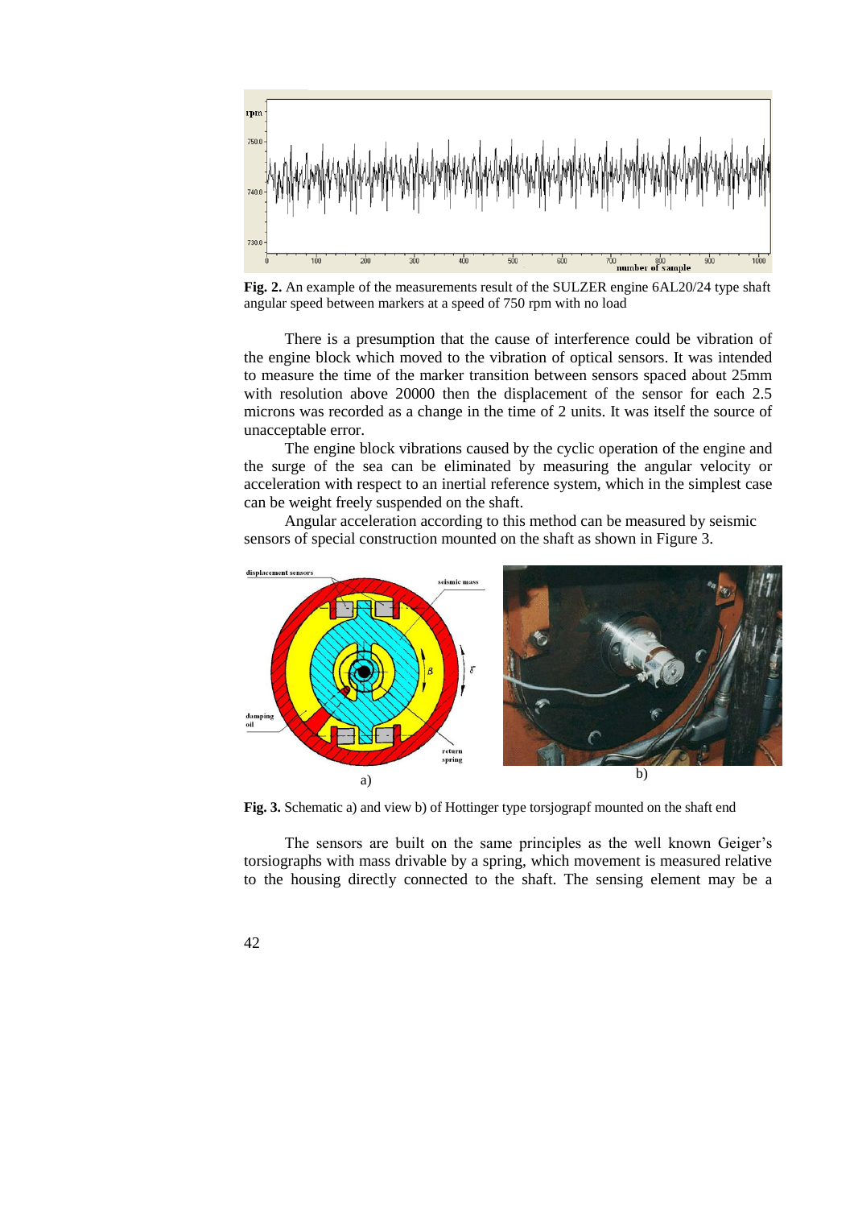**Fig. 2.** An example of the measurements result of the SULZER engine 6AL20/24 type shaft angular speed between markers at a speed of 750 rpm with no load

There is a presumption that the cause of interference could be vibration of the engine block which moved to the vibration of optical sensors. It was intended to measure the time of the marker transition between sensors spaced about 25mm with resolution above 20000 then the displacement of the sensor for each 2.5 microns was recorded as a change in the time of 2 units. It was itself the source of unacceptable error.

The engine block vibrations caused by the cyclic operation of the engine and the surge of the sea can be eliminated by measuring the angular velocity or acceleration with respect to an inertial reference system, which in the simplest case can be weight freely suspended on the shaft.

Angular acceleration according to this method can be measured by seismic sensors of special construction mounted on the shaft as shown in Figure 3.

a) b)

**Fig. 3.** Schematic a) and view b) of Hottinger type torsjograpf mounted on the shaft end

The sensors are built on the same principles as the well known Geiger's torsiographs with mass drivable by a spring, which movement is measured relative to the housing directly connected to the shaft. The sensing element may be a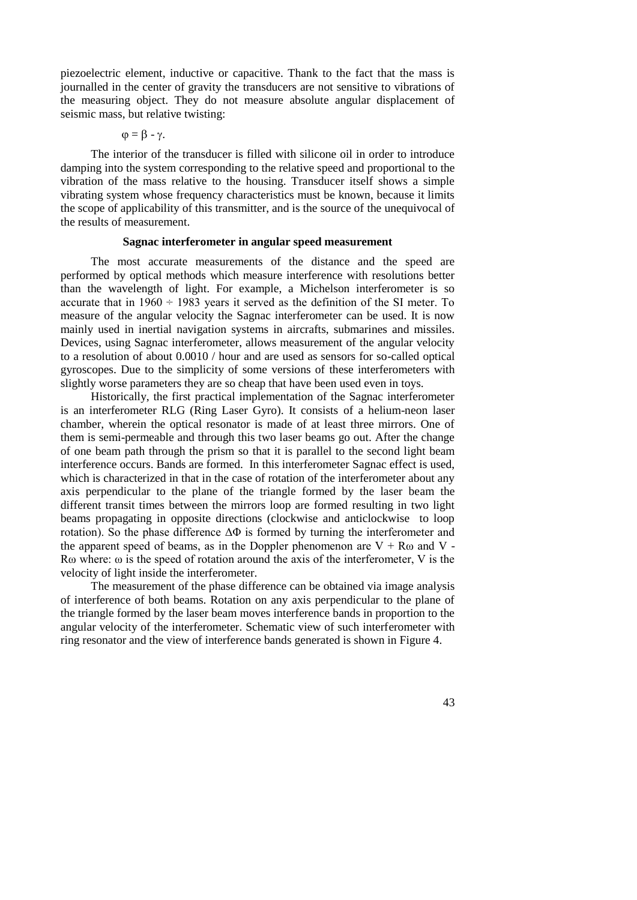piezoelectric element, inductive or capacitive. Thank to the fact that the mass is journalled in the center of gravity the transducers are not sensitive to vibrations of the measuring object. They do not measure absolute angular displacement of seismic mass, but relative twisting:

$$\varphi = \beta - \gamma.$$

The interior of the transducer is filled with silicone oil in order to introduce damping into the system corresponding to the relative speed and proportional to the vibration of the mass relative to the housing. Transducer itself shows a simple vibrating system whose frequency characteristics must be known, because it limits the scope of applicability of this transmitter, and is the source of the unequivocal of the results of measurement.

### Sagnac interferometer in angular speed measurement

The most accurate measurements of the distance and the speed are performed by optical methods which measure interference with resolutions better than the wavelength of light. For example, a Michelson interferometer is so accurate that in 1960 ÷ 1983 years it served as the definition of the SI meter. To measure of the angular velocity the Sagnac interferometer can be used. It is now mainly used in inertial navigation systems in aircrafts, submarines and missiles. Devices, using Sagnac interferometer, allows measurement of the angular velocity to a resolution of about 0.0010 / hour and are used as sensors for so-called optical gyroscopes. Due to the simplicity of some versions of these interferometers with slightly worse parameters they are so cheap that have been used even in toys.

Historically, the first practical implementation of the Sagnac interferometer is an interferometer RLG (Ring Laser Gyro). It consists of a helium-neon laser chamber, wherein the optical resonator is made of at least three mirrors. One of them is semi-permeable and through this two laser beams go out. After the change of one beam path through the prism so that it is parallel to the second light beam interference occurs. Bands are formed. In this interferometer Sagnac effect is used, which is characterized in that in the case of rotation of the interferometer about any axis perpendicular to the plane of the triangle formed by the laser beam the different transit times between the mirrors loop are formed resulting in two light beams propagating in opposite directions (clockwise and anticlockwise to loop rotation). So the phase difference $\Delta\Phi$ is formed by turning the interferometer and the apparent speed of beams, as in the Doppler phenomenon are $V + R\omega$ and $V - R\omega$ where: $\omega$ is the speed of rotation around the axis of the interferometer, $V$ is the velocity of light inside the interferometer.

The measurement of the phase difference can be obtained via image analysis of interference of both beams. Rotation on any axis perpendicular to the plane of the triangle formed by the laser beam moves interference bands in proportion to the angular velocity of the interferometer. Schematic view of such interferometer with ring resonator and the view of interference bands generated is shown in Figure 4.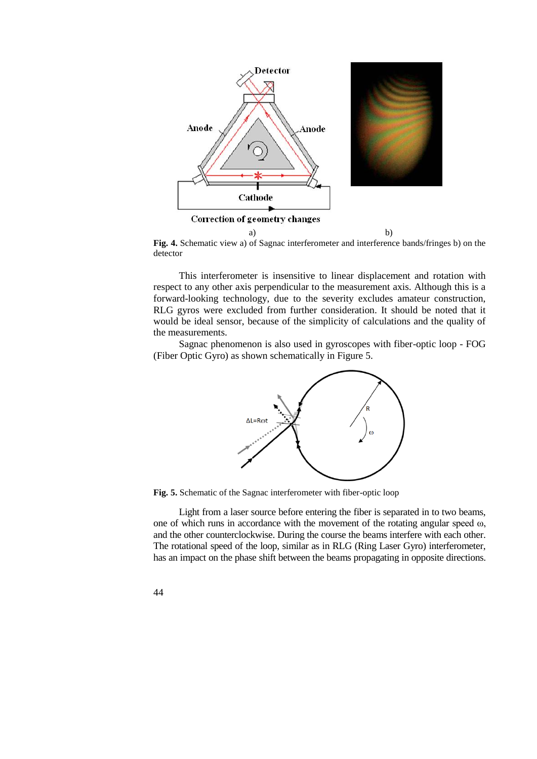Fig. 4. Schematic view a) of Sagnac interferometer and interference bands/fringes b) on the detector

This interferometer is insensitive to linear displacement and rotation with respect to any other axis perpendicular to the measurement axis. Although this is a forward-looking technology, due to the severity excludes amateur construction, RLG gyros were excluded from further consideration. It should be noted that it would be ideal sensor, because of the simplicity of calculations and the quality of the measurements.

Sagnac phenomenon is also used in gyroscopes with fiber-optic loop - FOG (Fiber Optic Gyro) as shown schematically in Figure 5.

**Fig. 5.** Schematic of the Sagnac interferometer with fiber-optic loop

Light from a laser source before entering the fiber is separated in to two beams, one of which runs in accordance with the movement of the rotating angular speed $\omega$, and the other counterclockwise. During the course the beams interfere with each other. The rotational speed of the loop, similar as in RLG (Ring Laser Gyro) interferometer, has an impact on the phase shift between the beams propagating in opposite directions.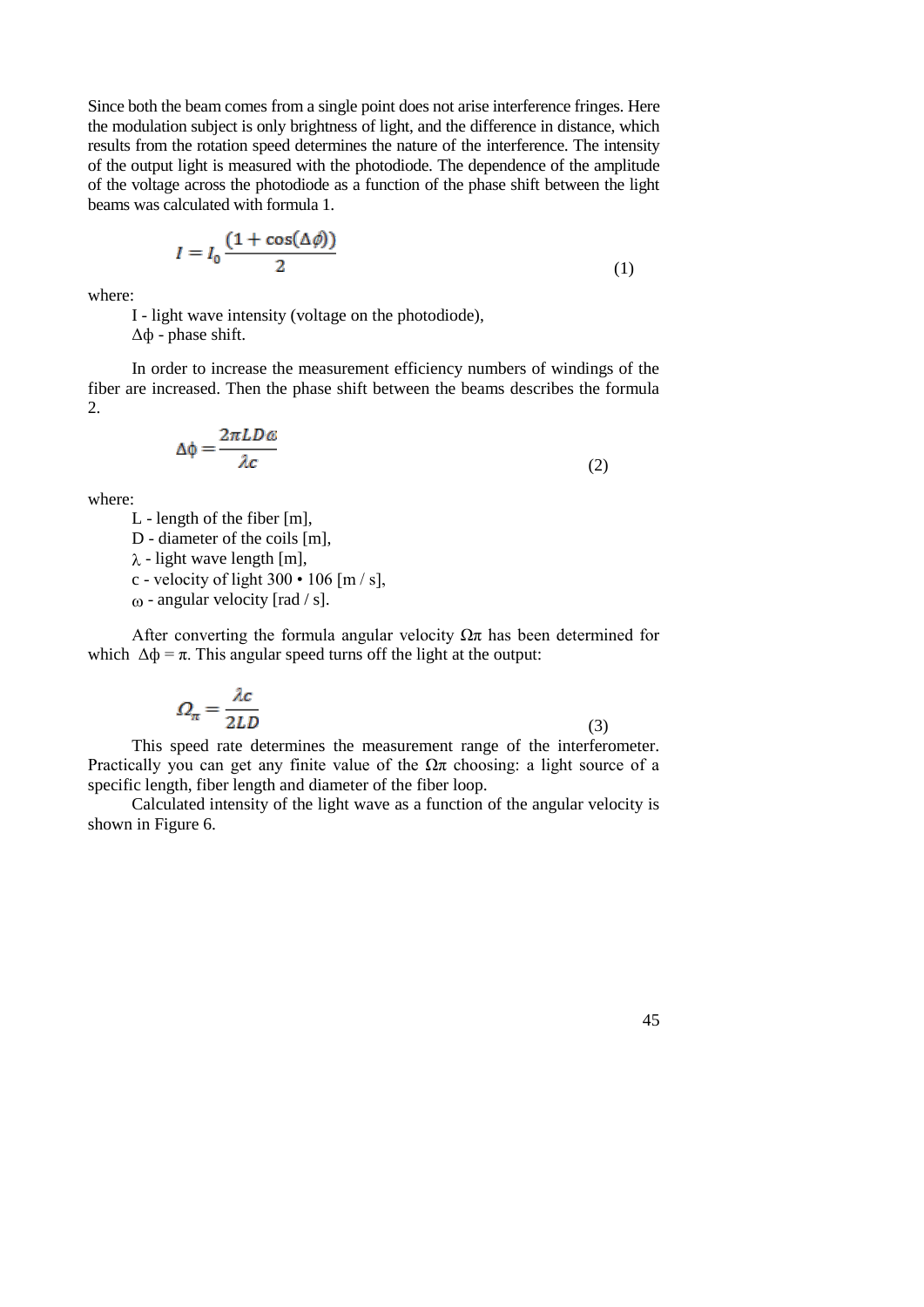Since both the beam comes from a single point does not arise interference fringes. Here the modulation subject is only brightness of light, and the difference in distance, which results from the rotation speed determines the nature of the interference. The intensity of the output light is measured with the photodiode. The dependence of the amplitude of the voltage across the photodiode as a function of the phase shift between the light beams was calculated with formula 1.

$$I = I_0 \frac{(1 + \cos(\Delta\phi))}{2} \tag{1}$$

where:

I - light wave intensity (voltage on the photodiode),
$\Delta\phi$ - phase shift.

In order to increase the measurement efficiency numbers of windings of the fiber are increased. Then the phase shift between the beams describes the formula 2.

$$\Delta\phi = \frac{2\pi L D \omega}{\lambda c} \tag{2}$$

where:

L - length of the fiber [m],
D - diameter of the coils [m],
$\lambda$ - light wave length [m],
c - velocity of light 300 • 106 [m / s],
$\omega$ - angular velocity [rad / s].

After converting the formula angular velocity $\Omega\pi$ has been determined for which $\Delta\phi = \pi$. This angular speed turns off the light at the output:

$$\Omega_\pi = \frac{\lambda c}{2LD} \tag{3}$$

This speed rate determines the measurement range of the interferometer. Practically you can get any finite value of the $\Omega\pi$ choosing: a light source of a specific length, fiber length and diameter of the fiber loop.

Calculated intensity of the light wave as a function of the angular velocity is shown in Figure 6.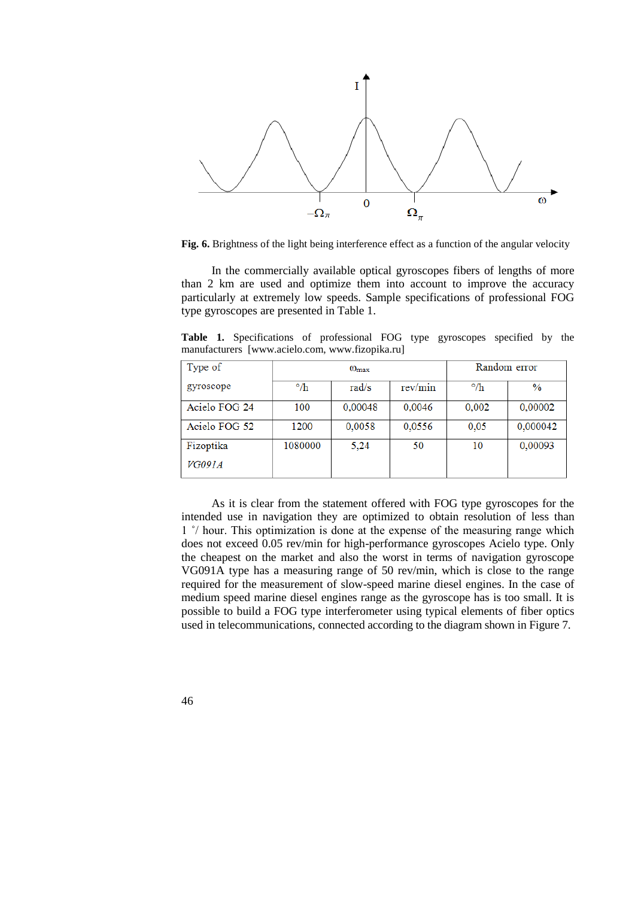**Fig. 6.** Brightness of the light being interference effect as a function of the angular velocity

In the commercially available optical gyroscopes fibers of lengths of more than 2 km are used and optimize them into account to improve the accuracy particularly at extremely low speeds. Sample specifications of professional FOG type gyroscopes are presented in Table 1.

**Table 1.** Specifications of professional FOG type gyroscopes specified by the manufacturers [www.acielo.com, www.fizopika.ru]

| Type of gyroscope | $\omega_{max}$ | | | Random error | |
|---|---|---|---|---|---|
| | °/h | rad/s | rev/min | °/h | % |
| Acielo FOG 24 | 100 | 0,00048 | 0,0046 | 0,002 | 0,00002 |
| Acielo FOG 52 | 1200 | 0,0058 | 0,0556 | 0,05 | 0,000042 |
| Fizoptika *VG091A* | 1080000 | 5,24 | 50 | 10 | 0,00093 |

As it is clear from the statement offered with FOG type gyroscopes for the intended use in navigation they are optimized to obtain resolution of less than 1 °/ hour. This optimization is done at the expense of the measuring range which does not exceed 0.05 rev/min for high-performance gyroscopes Acielo type. Only the cheapest on the market and also the worst in terms of navigation gyroscope VG091A type has a measuring range of 50 rev/min, which is close to the range required for the measurement of slow-speed marine diesel engines. In the case of medium speed marine diesel engines range as the gyroscope has is too small. It is possible to build a FOG type interferometer using typical elements of fiber optics used in telecommunications, connected according to the diagram shown in Figure 7.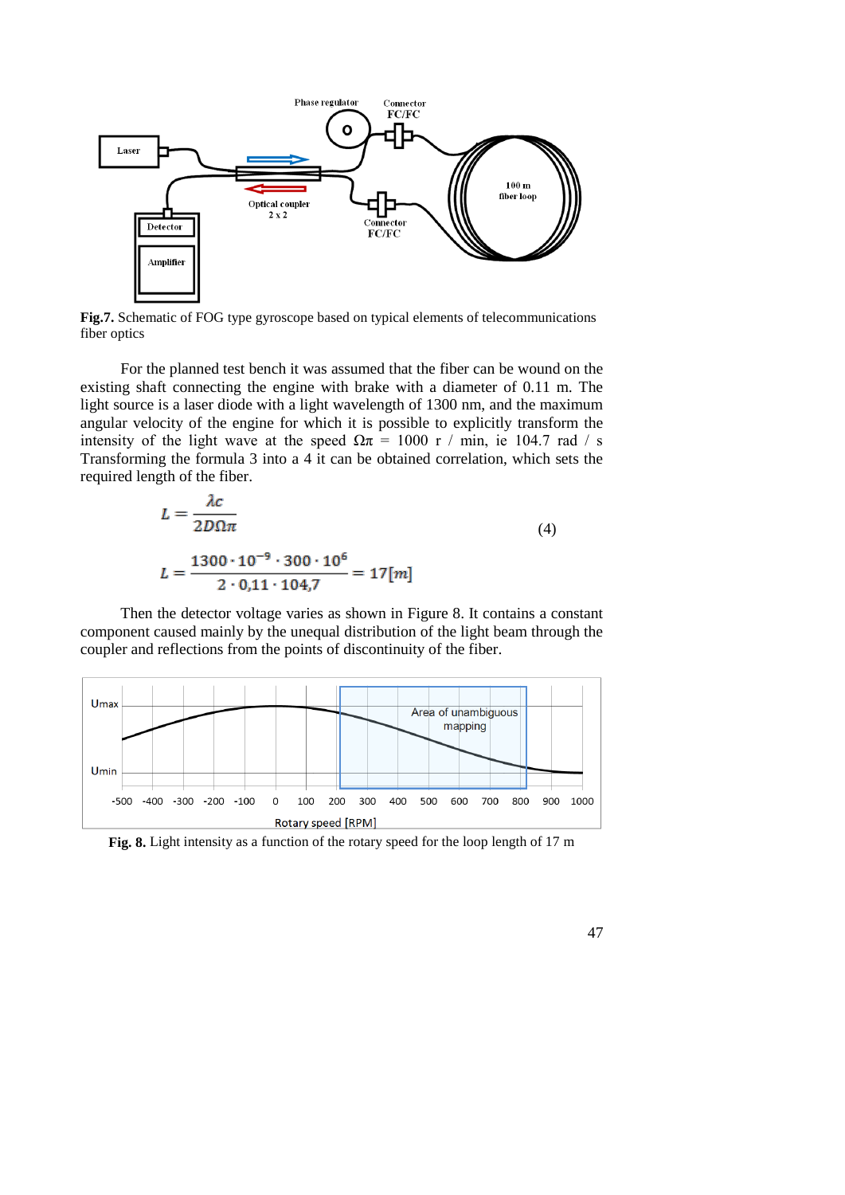**Fig.7.** Schematic of FOG type gyroscope based on typical elements of telecommunications fiber optics

For the planned test bench it was assumed that the fiber can be wound on the existing shaft connecting the engine with brake with a diameter of 0.11 m. The light source is a laser diode with a light wavelength of 1300 nm, and the maximum angular velocity of the engine for which it is possible to explicitly transform the intensity of the light wave at the speed $\Omega\pi$ = 1000 r / min, ie 104.7 rad / s Transforming the formula 3 into a 4 it can be obtained correlation, which sets the required length of the fiber.

$$L = \frac{\lambda c}{2D\Omega\pi} \tag{4}$$

$$L = \frac{1300 \cdot 10^{-9} \cdot 300 \cdot 10^{6}}{2 \cdot 0{,}11 \cdot 104{,}7} = 17[m]$$

Then the detector voltage varies as shown in Figure 8. It contains a constant component caused mainly by the unequal distribution of the light beam through the coupler and reflections from the points of discontinuity of the fiber.

**Fig. 8.** Light intensity as a function of the rotary speed for the loop length of 17 m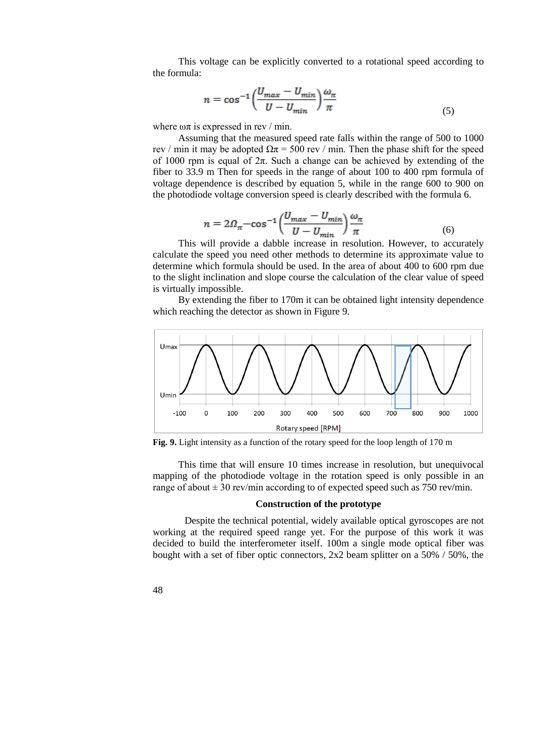This voltage can be explicitly converted to a rotational speed according to the formula:

$$n = \cos^{-1}\left(\frac{U_{max} - U_{min}}{U - U_{min}}\right)\frac{\omega_{\pi}}{\pi} \tag{5}$$

where ωπ is expressed in rev / min.

Assuming that the measured speed rate falls within the range of 500 to 1000 rev / min it may be adopted $\Omega\pi$ = 500 rev / min. Then the phase shift for the speed of 1000 rpm is equal of $2\pi$. Such a change can be achieved by extending of the fiber to 33.9 m Then for speeds in the range of about 100 to 400 rpm formula of voltage dependence is described by equation 5, while in the range 600 to 900 on the photodiode voltage conversion speed is clearly described with the formula 6.

$$n = 2\Omega_{\pi} - \cos^{-1}\left(\frac{U_{max} - U_{min}}{U - U_{min}}\right)\frac{\omega_{\pi}}{\pi} \tag{6}$$

This will provide a dabble increase in resolution. However, to accurately calculate the speed you need other methods to determine its approximate value to determine which formula should be used. In the area of about 400 to 600 rpm due to the slight inclination and slope course the calculation of the clear value of speed is virtually impossible.

By extending the fiber to 170m it can be obtained light intensity dependence which reaching the detector as shown in Figure 9.

**Fig. 9.** Light intensity as a function of the rotary speed for the loop length of 170 m

This time that will ensure 10 times increase in resolution, but unequivocal mapping of the photodiode voltage in the rotation speed is only possible in an range of about ± 30 rev/min according to of expected speed such as 750 rev/min.

### Construction of the prototype

Despite the technical potential, widely available optical gyroscopes are not working at the required speed range yet. For the purpose of this work it was decided to build the interferometer itself. 100m a single mode optical fiber was bought with a set of fiber optic connectors, 2x2 beam splitter on a 50% / 50%, the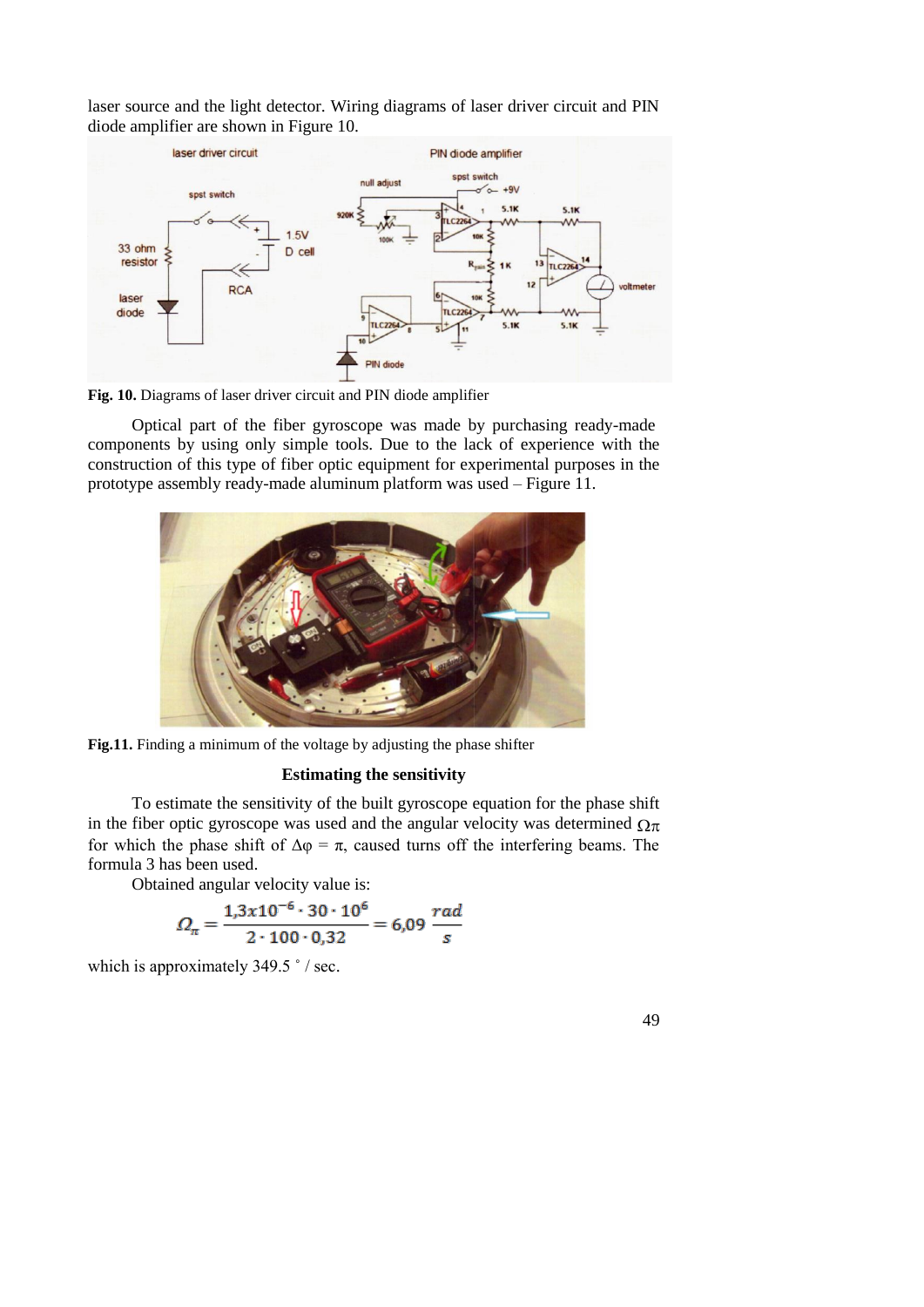laser source and the light detector. Wiring diagrams of laser driver circuit and PIN diode amplifier are shown in Figure 10.

**Fig. 10.** Diagrams of laser driver circuit and PIN diode amplifier

Optical part of the fiber gyroscope was made by purchasing ready-made components by using only simple tools. Due to the lack of experience with the construction of this type of fiber optic equipment for experimental purposes in the prototype assembly ready-made aluminum platform was used – Figure 11.

**Fig.11.** Finding a minimum of the voltage by adjusting the phase shifter

**Estimating the sensitivity**

To estimate the sensitivity of the built gyroscope equation for the phase shift in the fiber optic gyroscope was used and the angular velocity was determined $\Omega\pi$ for which the phase shift of $\Delta\varphi = \pi$, caused turns off the interfering beams. The formula 3 has been used.

Obtained angular velocity value is:

$$\Omega_{\pi} = \frac{1{,}3x10^{-6} \cdot 30 \cdot 10^{6}}{2 \cdot 100 \cdot 0{,}32} = 6{,}09\ \frac{rad}{s}$$

which is approximately 349.5 ˚ / sec.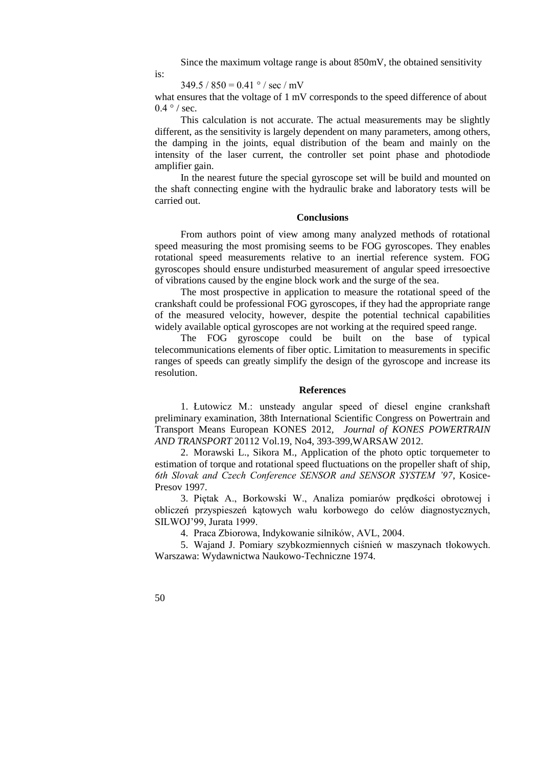Since the maximum voltage range is about 850mV, the obtained sensitivity is:

$$349.5 / 850 = 0.41 \,^{\circ} / \text{sec} / \text{mV}$$

what ensures that the voltage of 1 mV corresponds to the speed difference of about 0.4 ° / sec.

This calculation is not accurate. The actual measurements may be slightly different, as the sensitivity is largely dependent on many parameters, among others, the damping in the joints, equal distribution of the beam and mainly on the intensity of the laser current, the controller set point phase and photodiode amplifier gain.

In the nearest future the special gyroscope set will be build and mounted on the shaft connecting engine with the hydraulic brake and laboratory tests will be carried out.

## Conclusions

From authors point of view among many analyzed methods of rotational speed measuring the most promising seems to be FOG gyroscopes. They enables rotational speed measurements relative to an inertial reference system. FOG gyroscopes should ensure undisturbed measurement of angular speed irresoective of vibrations caused by the engine block work and the surge of the sea.

The most prospective in application to measure the rotational speed of the crankshaft could be professional FOG gyroscopes, if they had the appropriate range of the measured velocity, however, despite the potential technical capabilities widely available optical gyroscopes are not working at the required speed range.

The FOG gyroscope could be built on the base of typical telecommunications elements of fiber optic. Limitation to measurements in specific ranges of speeds can greatly simplify the design of the gyroscope and increase its resolution.

## References

1. Łutowicz M.: unsteady angular speed of diesel engine crankshaft preliminary examination, 38th International Scientific Congress on Powertrain and Transport Means European KONES 2012, *Journal of KONES POWERTRAIN AND TRANSPORT* 20112 Vol.19, No4, 393-399,WARSAW 2012.
2. Morawski L., Sikora M., Application of the photo optic torquemeter to estimation of torque and rotational speed fluctuations on the propeller shaft of ship, *6th Slovak and Czech Conference SENSOR and SENSOR SYSTEM '97*, Kosice-Presov 1997.
3. Piętak A., Borkowski W., Analiza pomiarów prędkości obrotowej i obliczeń przyspieszeń kątowych wału korbowego do celów diagnostycznych, SILWOJ'99, Jurata 1999.
4. Praca Zbiorowa, Indykowanie silników, AVL, 2004.
5. Wajand J. Pomiary szybkozmiennych ciśnień w maszynach tłokowych. Warszawa: Wydawnictwa Naukowo-Techniczne 1974.